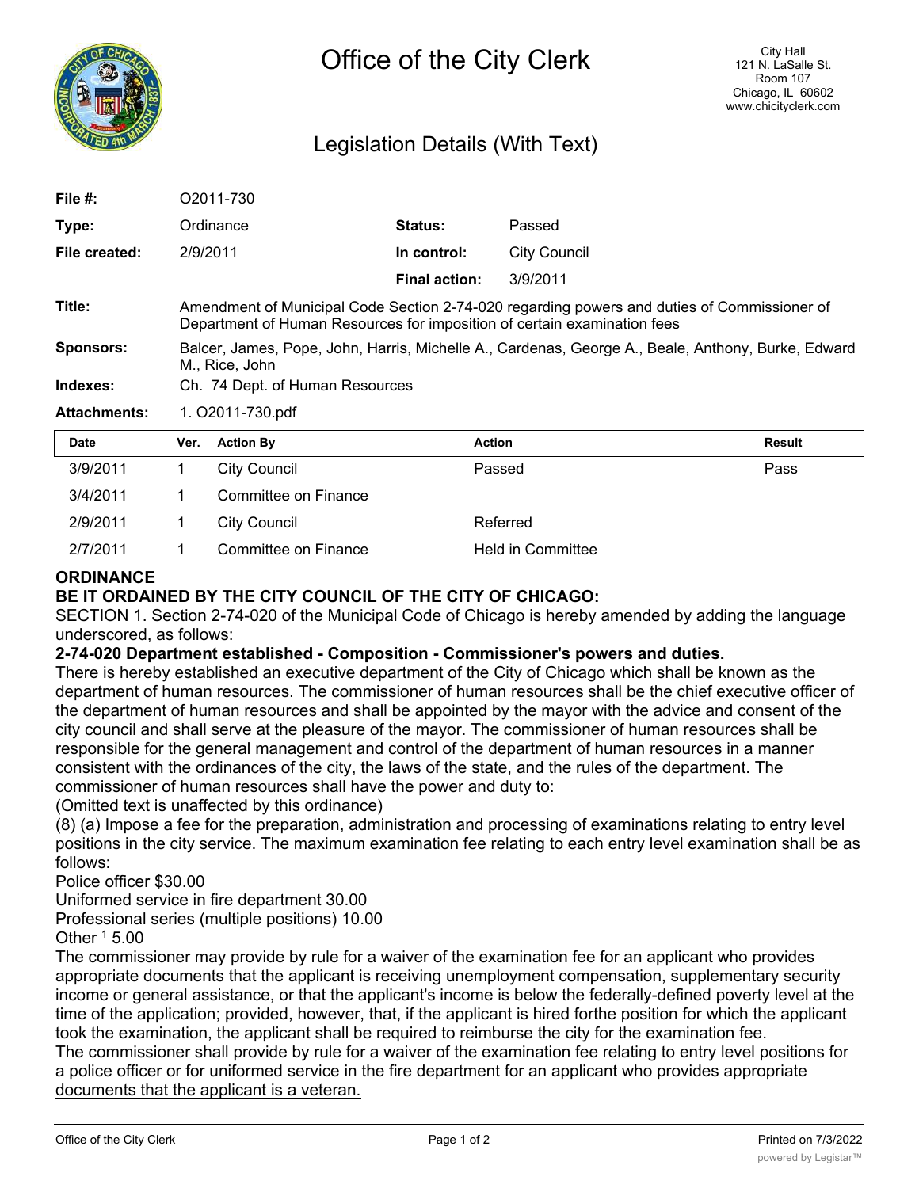# Office of the City Clerk

City Hall
121 N. LaSalle St.
Room 107
Chicago, IL 60602
www.chicityclerk.com

## Legislation Details (With Text)

| | | | |
|---|---|---|---|
| **File #:** | O2011-730 | | |
| **Type:** | Ordinance | **Status:** | Passed |
| **File created:** | 2/9/2011 | **In control:** | City Council |
| | | **Final action:** | 3/9/2011 |

**Title:** Amendment of Municipal Code Section 2-74-020 regarding powers and duties of Commissioner of Department of Human Resources for imposition of certain examination fees

**Sponsors:** Balcer, James, Pope, John, Harris, Michelle A., Cardenas, George A., Beale, Anthony, Burke, Edward M., Rice, John

**Indexes:** Ch. 74 Dept. of Human Resources

**Attachments:** 1. O2011-730.pdf

| Date | Ver. | Action By | Action | Result |
|---|---|---|---|---|
| 3/9/2011 | 1 | City Council | Passed | Pass |
| 3/4/2011 | 1 | Committee on Finance | | |
| 2/9/2011 | 1 | City Council | Referred | |
| 2/7/2011 | 1 | Committee on Finance | Held in Committee | |

**ORDINANCE**

**BE IT ORDAINED BY THE CITY COUNCIL OF THE CITY OF CHICAGO:**

SECTION 1. Section 2-74-020 of the Municipal Code of Chicago is hereby amended by adding the language underscored, as follows:

**2-74-020 Department established - Composition - Commissioner's powers and duties.**

There is hereby established an executive department of the City of Chicago which shall be known as the department of human resources. The commissioner of human resources shall be the chief executive officer of the department of human resources and shall be appointed by the mayor with the advice and consent of the city council and shall serve at the pleasure of the mayor. The commissioner of human resources shall be responsible for the general management and control of the department of human resources in a manner consistent with the ordinances of the city, the laws of the state, and the rules of the department. The commissioner of human resources shall have the power and duty to:

(Omitted text is unaffected by this ordinance)

(8) (a) Impose a fee for the preparation, administration and processing of examinations relating to entry level positions in the city service. The maximum examination fee relating to each entry level examination shall be as follows:

Police officer $30.00

Uniformed service in fire department 30.00

Professional series (multiple positions) 10.00

Other [1] 5.00

The commissioner may provide by rule for a waiver of the examination fee for an applicant who provides appropriate documents that the applicant is receiving unemployment compensation, supplementary security income or general assistance, or that the applicant's income is below the federally-defined poverty level at the time of the application; provided, however, that, if the applicant is hired forthe position for which the applicant took the examination, the applicant shall be required to reimburse the city for the examination fee.

<u>The commissioner shall provide by rule for a waiver of the examination fee relating to entry level positions for a police officer or for uniformed service in the fire department for an applicant who provides appropriate documents that the applicant is a veteran.</u>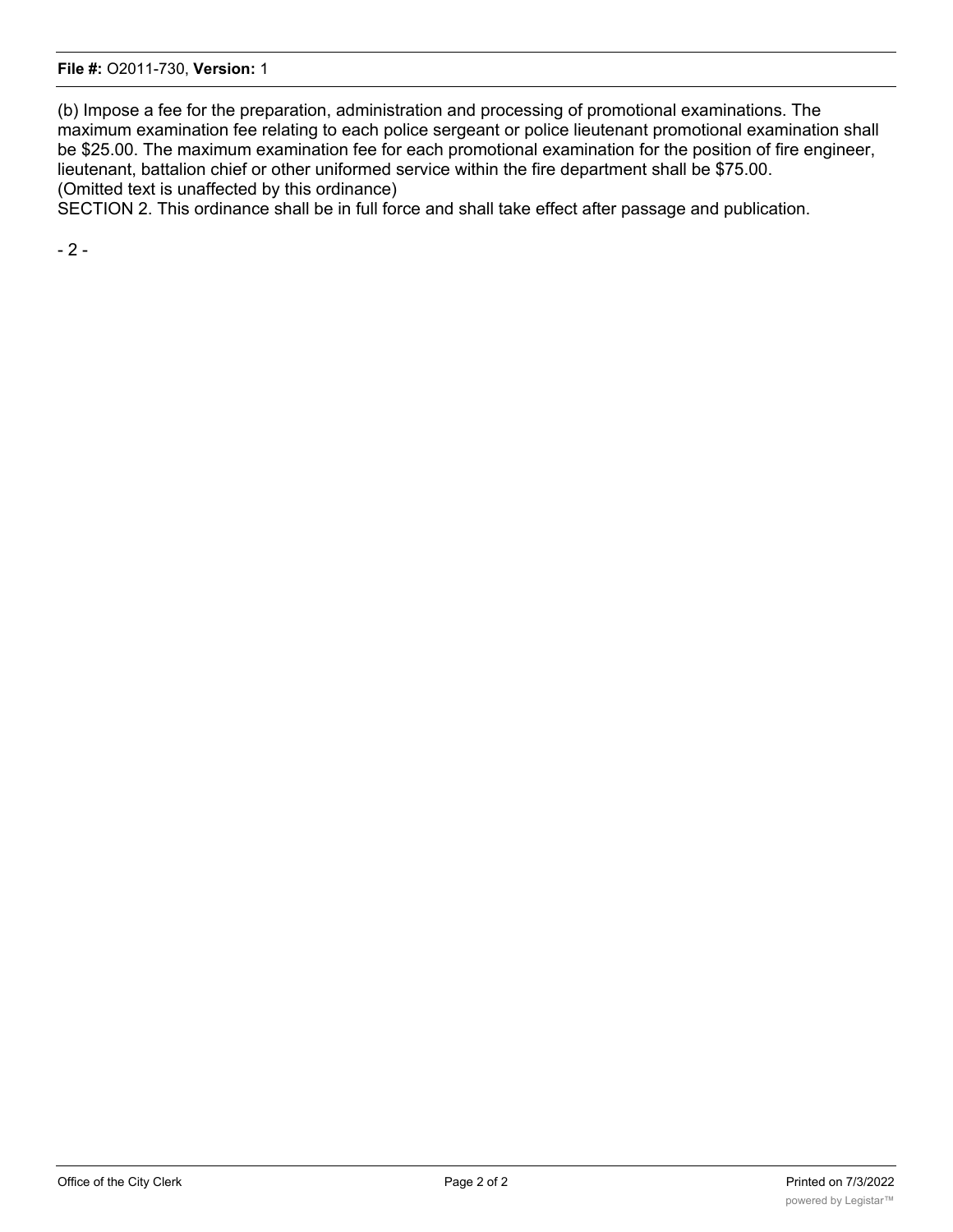(b) Impose a fee for the preparation, administration and processing of promotional examinations. The maximum examination fee relating to each police sergeant or police lieutenant promotional examination shall be $25.00. The maximum examination fee for each promotional examination for the position of fire engineer, lieutenant, battalion chief or other uniformed service within the fire department shall be $75.00.
(Omitted text is unaffected by this ordinance)
SECTION 2. This ordinance shall be in full force and shall take effect after passage and publication.